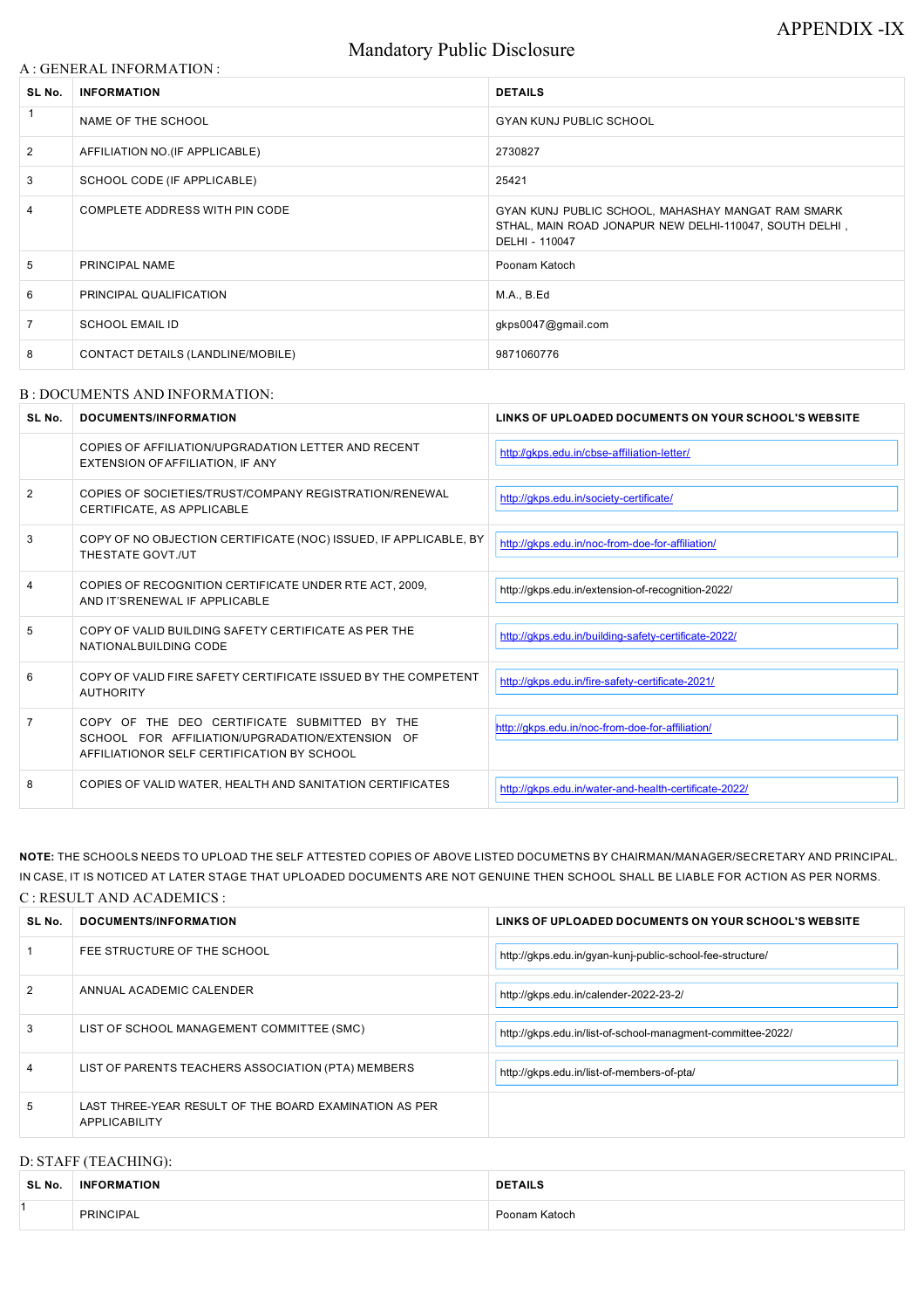APPENDIX -IX

# Mandatory Public Disclosure

## A : GENERAL INFORMATION :

| SL No. | INFORMATION | DETAILS |
|---|---|---|
| 1 | NAME OF THE SCHOOL | GYAN KUNJ PUBLIC SCHOOL |
| 2 | AFFILIATION NO.(IF APPLICABLE) | 2730827 |
| 3 | SCHOOL CODE (IF APPLICABLE) | 25421 |
| 4 | COMPLETE ADDRESS WITH PIN CODE | GYAN KUNJ PUBLIC SCHOOL, MAHASHAY MANGAT RAM SMARK STHAL, MAIN ROAD JONAPUR NEW DELHI-110047, SOUTH DELHI , DELHI - 110047 |
| 5 | PRINCIPAL NAME | Poonam Katoch |
| 6 | PRINCIPAL QUALIFICATION | M.A., B.Ed |
| 7 | SCHOOL EMAIL ID | gkps0047@gmail.com |
| 8 | CONTACT DETAILS (LANDLINE/MOBILE) | 9871060776 |

## B : DOCUMENTS AND INFORMATION:

| SL No. | DOCUMENTS/INFORMATION | LINKS OF UPLOADED DOCUMENTS ON YOUR SCHOOL'S WEBSITE |
|---|---|---|
| | COPIES OF AFFILIATION/UPGRADATION LETTER AND RECENT EXTENSION OFAFFILIATION, IF ANY | http://gkps.edu.in/cbse-affiliation-letter/ |
| 2 | COPIES OF SOCIETIES/TRUST/COMPANY REGISTRATION/RENEWAL CERTIFICATE, AS APPLICABLE | http://gkps.edu.in/society-certificate/ |
| 3 | COPY OF NO OBJECTION CERTIFICATE (NOC) ISSUED, IF APPLICABLE, BY THESTATE GOVT./UT | http://gkps.edu.in/noc-from-doe-for-affiliation/ |
| 4 | COPIES OF RECOGNITION CERTIFICATE UNDER RTE ACT, 2009, AND IT'SRENEWAL IF APPLICABLE | http://gkps.edu.in/extension-of-recognition-2022/ |
| 5 | COPY OF VALID BUILDING SAFETY CERTIFICATE AS PER THE NATIONALBUILDING CODE | http://gkps.edu.in/building-safety-certificate-2022/ |
| 6 | COPY OF VALID FIRE SAFETY CERTIFICATE ISSUED BY THE COMPETENT AUTHORITY | http://gkps.edu.in/fire-safety-certificate-2021/ |
| 7 | COPY OF THE DEO CERTIFICATE SUBMITTED BY THE SCHOOL FOR AFFILIATION/UPGRADATION/EXTENSION OF AFFILIATIONOR SELF CERTIFICATION BY SCHOOL | http://gkps.edu.in/noc-from-doe-for-affiliation/ |
| 8 | COPIES OF VALID WATER, HEALTH AND SANITATION CERTIFICATES | http://gkps.edu.in/water-and-health-certificate-2022/ |

**NOTE:** THE SCHOOLS NEEDS TO UPLOAD THE SELF ATTESTED COPIES OF ABOVE LISTED DOCUMETNS BY CHAIRMAN/MANAGER/SECRETARY AND PRINCIPAL. IN CASE, IT IS NOTICED AT LATER STAGE THAT UPLOADED DOCUMENTS ARE NOT GENUINE THEN SCHOOL SHALL BE LIABLE FOR ACTION AS PER NORMS.

## C : RESULT AND ACADEMICS :

| SL No. | DOCUMENTS/INFORMATION | LINKS OF UPLOADED DOCUMENTS ON YOUR SCHOOL'S WEBSITE |
|---|---|---|
| 1 | FEE STRUCTURE OF THE SCHOOL | http://gkps.edu.in/gyan-kunj-public-school-fee-structure/ |
| 2 | ANNUAL ACADEMIC CALENDER | http://gkps.edu.in/calender-2022-23-2/ |
| 3 | LIST OF SCHOOL MANAGEMENT COMMITTEE (SMC) | http://gkps.edu.in/list-of-school-managment-committee-2022/ |
| 4 | LIST OF PARENTS TEACHERS ASSOCIATION (PTA) MEMBERS | http://gkps.edu.in/list-of-members-of-pta/ |
| 5 | LAST THREE-YEAR RESULT OF THE BOARD EXAMINATION AS PER APPLICABILITY | |

## D: STAFF (TEACHING):

| SL No. | INFORMATION | DETAILS |
|---|---|---|
| 1 | PRINCIPAL | Poonam Katoch |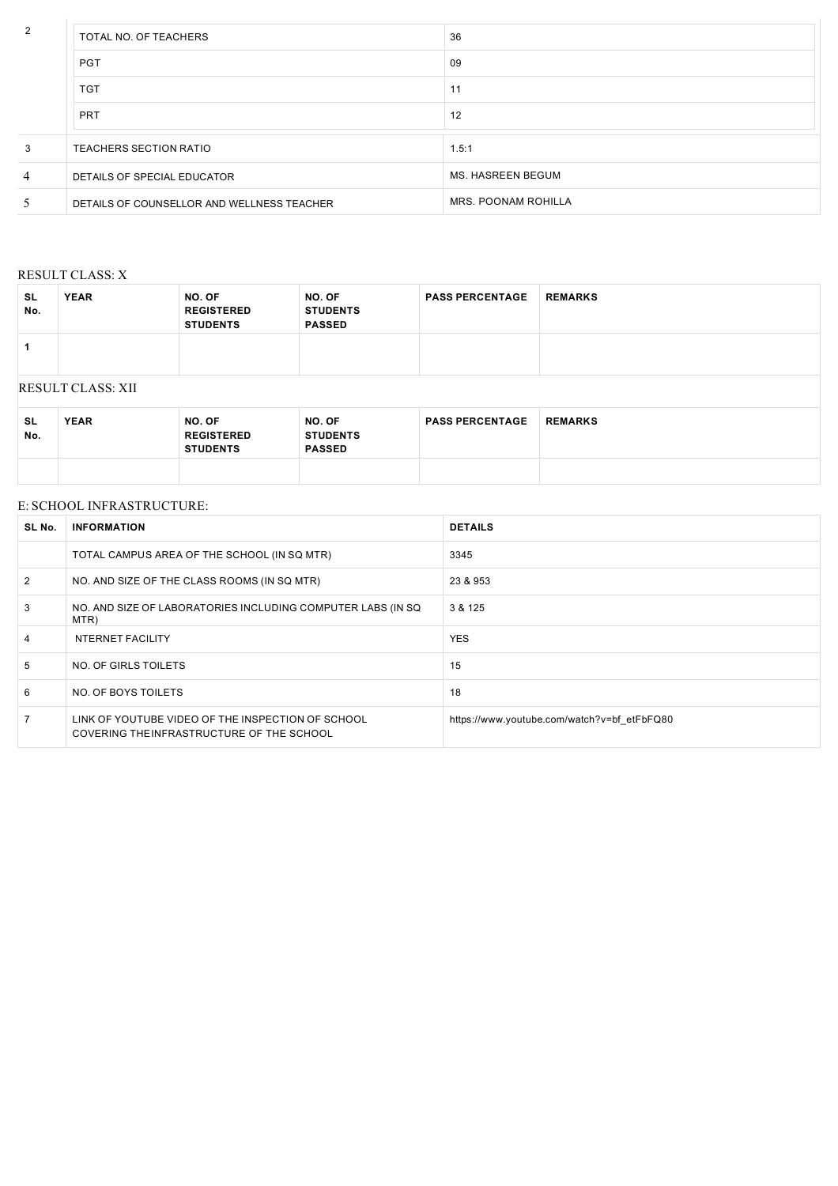| | | |
|---|---|---|
| 2 | TOTAL NO. OF TEACHERS | 36 |
| | PGT | 09 |
| | TGT | 11 |
| | PRT | 12 |
| 3 | TEACHERS SECTION RATIO | 1.5:1 |
| 4 | DETAILS OF SPECIAL EDUCATOR | MS. HASREEN BEGUM |
| 5 | DETAILS OF COUNSELLOR AND WELLNESS TEACHER | MRS. POONAM ROHILLA |

RESULT CLASS: X

| SL No. | YEAR | NO. OF REGISTERED STUDENTS | NO. OF STUDENTS PASSED | PASS PERCENTAGE | REMARKS |
|---|---|---|---|---|---|
| 1 | | | | | |

RESULT CLASS: XII

| SL No. | YEAR | NO. OF REGISTERED STUDENTS | NO. OF STUDENTS PASSED | PASS PERCENTAGE | REMARKS |
|---|---|---|---|---|---|
| | | | | | |

E: SCHOOL INFRASTRUCTURE:

| SL No. | INFORMATION | DETAILS |
|---|---|---|
| | TOTAL CAMPUS AREA OF THE SCHOOL (IN SQ MTR) | 3345 |
| 2 | NO. AND SIZE OF THE CLASS ROOMS (IN SQ MTR) | 23 & 953 |
| 3 | NO. AND SIZE OF LABORATORIES INCLUDING COMPUTER LABS (IN SQ MTR) | 3 & 125 |
| 4 | NTERNET FACILITY | YES |
| 5 | NO. OF GIRLS TOILETS | 15 |
| 6 | NO. OF BOYS TOILETS | 18 |
| 7 | LINK OF YOUTUBE VIDEO OF THE INSPECTION OF SCHOOL COVERING THEINFRASTRUCTURE OF THE SCHOOL | https://www.youtube.com/watch?v=bf_etFbFQ80 |